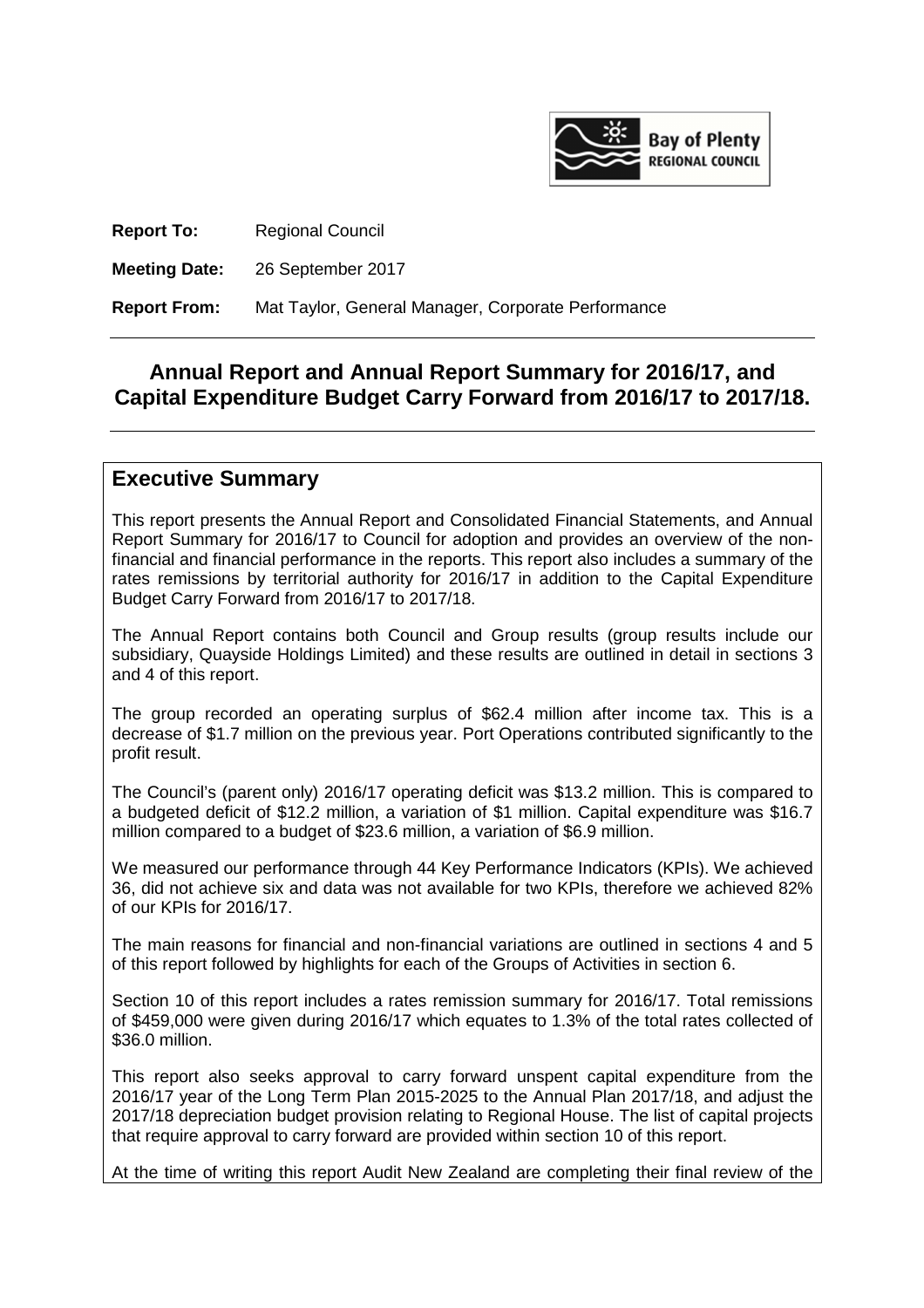**Report To:** Regional Council

**Meeting Date:** 26 September 2017

**Report From:** Mat Taylor, General Manager, Corporate Performance

# Annual Report and Annual Report Summary for 2016/17, and Capital Expenditure Budget Carry Forward from 2016/17 to 2017/18.

## Executive Summary

This report presents the Annual Report and Consolidated Financial Statements, and Annual Report Summary for 2016/17 to Council for adoption and provides an overview of the non-financial and financial performance in the reports. This report also includes a summary of the rates remissions by territorial authority for 2016/17 in addition to the Capital Expenditure Budget Carry Forward from 2016/17 to 2017/18.

The Annual Report contains both Council and Group results (group results include our subsidiary, Quayside Holdings Limited) and these results are outlined in detail in sections 3 and 4 of this report.

The group recorded an operating surplus of $62.4 million after income tax. This is a decrease of $1.7 million on the previous year. Port Operations contributed significantly to the profit result.

The Council's (parent only) 2016/17 operating deficit was $13.2 million. This is compared to a budgeted deficit of $12.2 million, a variation of $1 million. Capital expenditure was $16.7 million compared to a budget of $23.6 million, a variation of $6.9 million.

We measured our performance through 44 Key Performance Indicators (KPIs). We achieved 36, did not achieve six and data was not available for two KPIs, therefore we achieved 82% of our KPIs for 2016/17.

The main reasons for financial and non-financial variations are outlined in sections 4 and 5 of this report followed by highlights for each of the Groups of Activities in section 6.

Section 10 of this report includes a rates remission summary for 2016/17. Total remissions of $459,000 were given during 2016/17 which equates to 1.3% of the total rates collected of $36.0 million.

This report also seeks approval to carry forward unspent capital expenditure from the 2016/17 year of the Long Term Plan 2015-2025 to the Annual Plan 2017/18, and adjust the 2017/18 depreciation budget provision relating to Regional House. The list of capital projects that require approval to carry forward are provided within section 10 of this report.

At the time of writing this report Audit New Zealand are completing their final review of the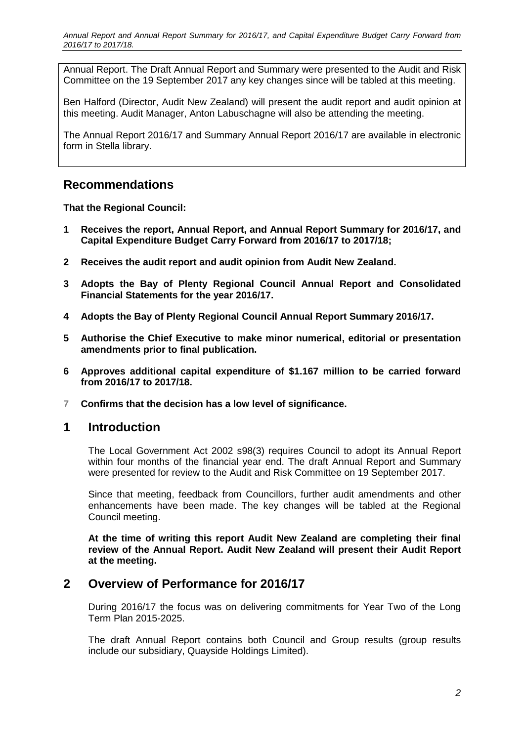Annual Report. The Draft Annual Report and Summary were presented to the Audit and Risk Committee on the 19 September 2017 any key changes since will be tabled at this meeting.

Ben Halford (Director, Audit New Zealand) will present the audit report and audit opinion at this meeting. Audit Manager, Anton Labuschagne will also be attending the meeting.

The Annual Report 2016/17 and Summary Annual Report 2016/17 are available in electronic form in Stella library.

## Recommendations

**That the Regional Council:**

1. **Receives the report, Annual Report, and Annual Report Summary for 2016/17, and Capital Expenditure Budget Carry Forward from 2016/17 to 2017/18;**
2. **Receives the audit report and audit opinion from Audit New Zealand.**
3. **Adopts the Bay of Plenty Regional Council Annual Report and Consolidated Financial Statements for the year 2016/17.**
4. **Adopts the Bay of Plenty Regional Council Annual Report Summary 2016/17.**
5. **Authorise the Chief Executive to make minor numerical, editorial or presentation amendments prior to final publication.**
6. **Approves additional capital expenditure of $1.167 million to be carried forward from 2016/17 to 2017/18.**
7. **Confirms that the decision has a low level of significance.**

## 1 Introduction

The Local Government Act 2002 s98(3) requires Council to adopt its Annual Report within four months of the financial year end. The draft Annual Report and Summary were presented for review to the Audit and Risk Committee on 19 September 2017.

Since that meeting, feedback from Councillors, further audit amendments and other enhancements have been made. The key changes will be tabled at the Regional Council meeting.

**At the time of writing this report Audit New Zealand are completing their final review of the Annual Report. Audit New Zealand will present their Audit Report at the meeting.**

## 2 Overview of Performance for 2016/17

During 2016/17 the focus was on delivering commitments for Year Two of the Long Term Plan 2015-2025.

The draft Annual Report contains both Council and Group results (group results include our subsidiary, Quayside Holdings Limited).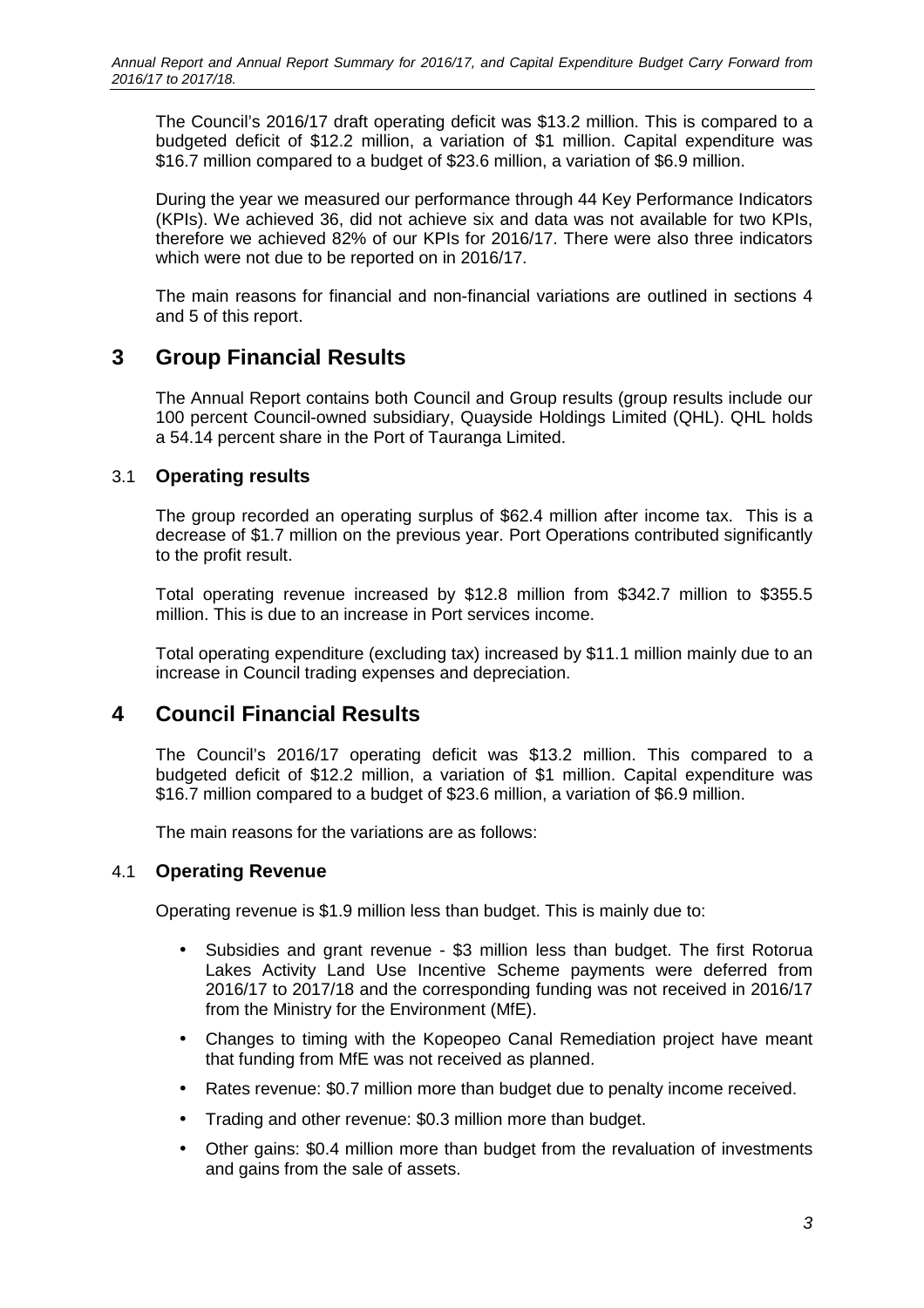The Council's 2016/17 draft operating deficit was $13.2 million. This is compared to a budgeted deficit of $12.2 million, a variation of $1 million. Capital expenditure was $16.7 million compared to a budget of $23.6 million, a variation of $6.9 million.

During the year we measured our performance through 44 Key Performance Indicators (KPIs). We achieved 36, did not achieve six and data was not available for two KPIs, therefore we achieved 82% of our KPIs for 2016/17. There were also three indicators which were not due to be reported on in 2016/17.

The main reasons for financial and non-financial variations are outlined in sections 4 and 5 of this report.

# 3 Group Financial Results

The Annual Report contains both Council and Group results (group results include our 100 percent Council-owned subsidiary, Quayside Holdings Limited (QHL). QHL holds a 54.14 percent share in the Port of Tauranga Limited.

## 3.1 Operating results

The group recorded an operating surplus of $62.4 million after income tax. This is a decrease of $1.7 million on the previous year. Port Operations contributed significantly to the profit result.

Total operating revenue increased by $12.8 million from $342.7 million to $355.5 million. This is due to an increase in Port services income.

Total operating expenditure (excluding tax) increased by $11.1 million mainly due to an increase in Council trading expenses and depreciation.

# 4 Council Financial Results

The Council's 2016/17 operating deficit was $13.2 million. This compared to a budgeted deficit of $12.2 million, a variation of $1 million. Capital expenditure was $16.7 million compared to a budget of $23.6 million, a variation of $6.9 million.

The main reasons for the variations are as follows:

## 4.1 Operating Revenue

Operating revenue is $1.9 million less than budget. This is mainly due to:

- Subsidies and grant revenue - $3 million less than budget. The first Rotorua Lakes Activity Land Use Incentive Scheme payments were deferred from 2016/17 to 2017/18 and the corresponding funding was not received in 2016/17 from the Ministry for the Environment (MfE).
- Changes to timing with the Kopeopeo Canal Remediation project have meant that funding from MfE was not received as planned.
- Rates revenue: $0.7 million more than budget due to penalty income received.
- Trading and other revenue: $0.3 million more than budget.
- Other gains: $0.4 million more than budget from the revaluation of investments and gains from the sale of assets.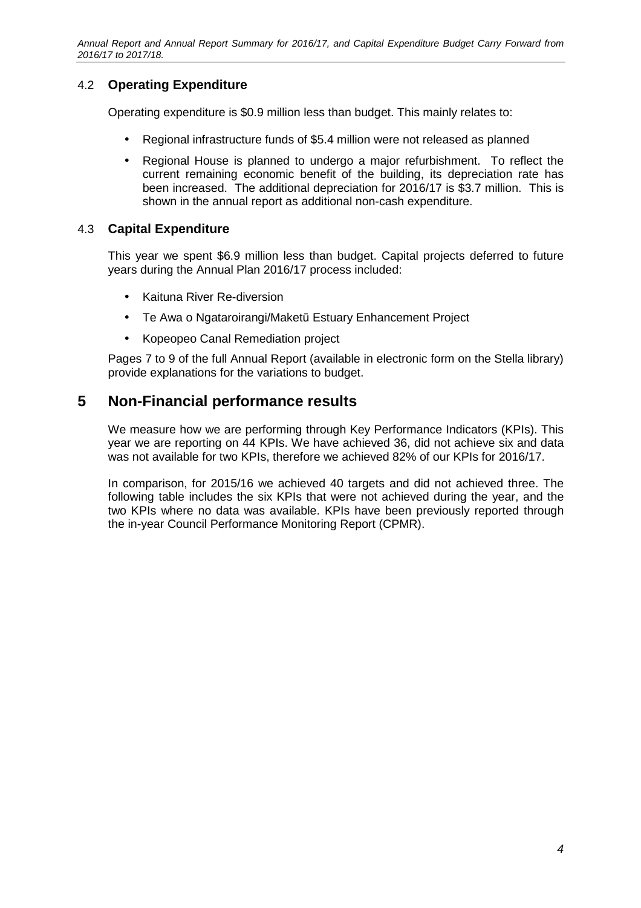### 4.2 **Operating Expenditure**

Operating expenditure is $0.9 million less than budget. This mainly relates to:

- Regional infrastructure funds of $5.4 million were not released as planned
- Regional House is planned to undergo a major refurbishment. To reflect the current remaining economic benefit of the building, its depreciation rate has been increased. The additional depreciation for 2016/17 is $3.7 million. This is shown in the annual report as additional non-cash expenditure.

### 4.3 **Capital Expenditure**

This year we spent $6.9 million less than budget. Capital projects deferred to future years during the Annual Plan 2016/17 process included:

- Kaituna River Re-diversion
- Te Awa o Ngataroirangi/Maketū Estuary Enhancement Project
- Kopeopeo Canal Remediation project

Pages 7 to 9 of the full Annual Report (available in electronic form on the Stella library) provide explanations for the variations to budget.

## 5 Non-Financial performance results

We measure how we are performing through Key Performance Indicators (KPIs). This year we are reporting on 44 KPIs. We have achieved 36, did not achieve six and data was not available for two KPIs, therefore we achieved 82% of our KPIs for 2016/17.

In comparison, for 2015/16 we achieved 40 targets and did not achieved three. The following table includes the six KPIs that were not achieved during the year, and the two KPIs where no data was available. KPIs have been previously reported through the in-year Council Performance Monitoring Report (CPMR).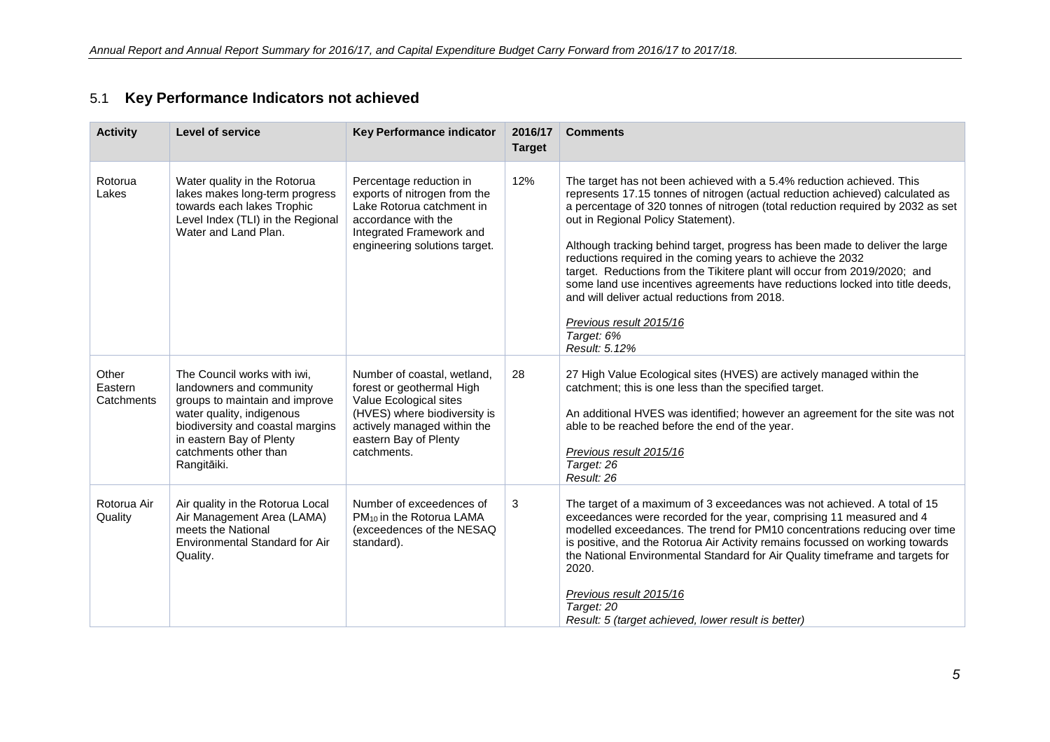## 5.1 Key Performance Indicators not achieved

| Activity | Level of service | Key Performance indicator | 2016/17 Target | Comments |
|---|---|---|---|---|
| Rotorua Lakes | Water quality in the Rotorua lakes makes long-term progress towards each lakes Trophic Level Index (TLI) in the Regional Water and Land Plan. | Percentage reduction in exports of nitrogen from the Lake Rotorua catchment in accordance with the Integrated Framework and engineering solutions target. | 12% | The target has not been achieved with a 5.4% reduction achieved. This represents 17.15 tonnes of nitrogen (actual reduction achieved) calculated as a percentage of 320 tonnes of nitrogen (total reduction required by 2032 as set out in Regional Policy Statement).<br><br>Although tracking behind target, progress has been made to deliver the large reductions required in the coming years to achieve the 2032 target. Reductions from the Tikitere plant will occur from 2019/2020; and some land use incentives agreements have reductions locked into title deeds, and will deliver actual reductions from 2018.<br><br>*Previous result 2015/16*<br>*Target: 6%*<br>*Result: 5.12%* |
| Other Eastern Catchments | The Council works with iwi, landowners and community groups to maintain and improve water quality, indigenous biodiversity and coastal margins in eastern Bay of Plenty catchments other than Rangitāiki. | Number of coastal, wetland, forest or geothermal High Value Ecological sites (HVES) where biodiversity is actively managed within the eastern Bay of Plenty catchments. | 28 | 27 High Value Ecological sites (HVES) are actively managed within the catchment; this is one less than the specified target.<br><br>An additional HVES was identified; however an agreement for the site was not able to be reached before the end of the year.<br><br>*Previous result 2015/16*<br>*Target: 26*<br>*Result: 26* |
| Rotorua Air Quality | Air quality in the Rotorua Local Air Management Area (LAMA) meets the National Environmental Standard for Air Quality. | Number of exceedences of $PM_{10}$ in the Rotorua LAMA (exceedences of the NESAQ standard). | 3 | The target of a maximum of 3 exceedances was not achieved. A total of 15 exceedances were recorded for the year, comprising 11 measured and 4 modelled exceedances. The trend for PM10 concentrations reducing over time is positive, and the Rotorua Air Activity remains focussed on working towards the National Environmental Standard for Air Quality timeframe and targets for 2020.<br><br>*Previous result 2015/16*<br>*Target: 20*<br>*Result: 5 (target achieved, lower result is better)* |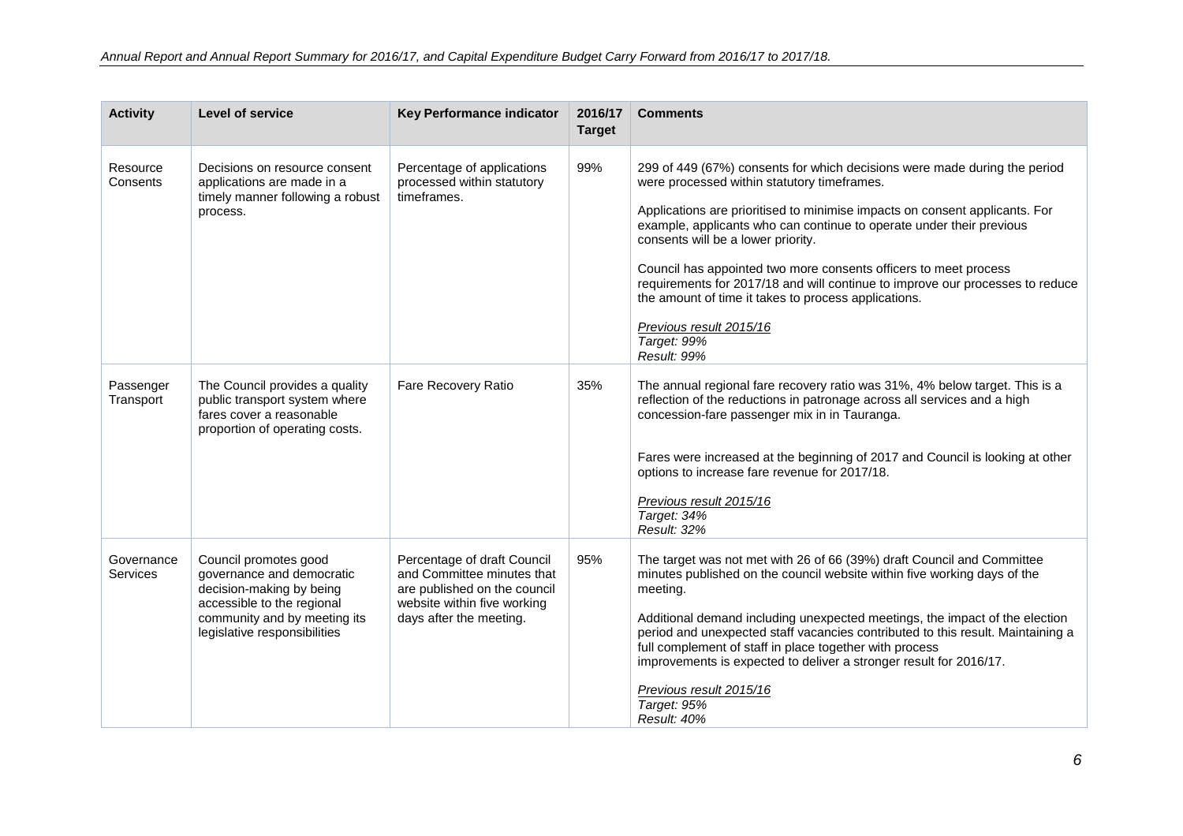| Activity | Level of service | Key Performance indicator | 2016/17 Target | Comments |
|---|---|---|---|---|
| Resource Consents | Decisions on resource consent applications are made in a timely manner following a robust process. | Percentage of applications processed within statutory timeframes. | 99% | 299 of 449 (67%) consents for which decisions were made during the period were processed within statutory timeframes.<br><br>Applications are prioritised to minimise impacts on consent applicants. For example, applicants who can continue to operate under their previous consents will be a lower priority.<br><br>Council has appointed two more consents officers to meet process requirements for 2017/18 and will continue to improve our processes to reduce the amount of time it takes to process applications.<br><br>*Previous result 2015/16*<br>*Target: 99%*<br>*Result: 99%* |
| Passenger Transport | The Council provides a quality public transport system where fares cover a reasonable proportion of operating costs. | Fare Recovery Ratio | 35% | The annual regional fare recovery ratio was 31%, 4% below target. This is a reflection of the reductions in patronage across all services and a high concession-fare passenger mix in in Tauranga.<br><br>Fares were increased at the beginning of 2017 and Council is looking at other options to increase fare revenue for 2017/18.<br><br>*Previous result 2015/16*<br>*Target: 34%*<br>*Result: 32%* |
| Governance Services | Council promotes good governance and democratic decision-making by being accessible to the regional community and by meeting its legislative responsibilities | Percentage of draft Council and Committee minutes that are published on the council website within five working days after the meeting. | 95% | The target was not met with 26 of 66 (39%) draft Council and Committee minutes published on the council website within five working days of the meeting.<br><br>Additional demand including unexpected meetings, the impact of the election period and unexpected staff vacancies contributed to this result. Maintaining a full complement of staff in place together with process improvements is expected to deliver a stronger result for 2016/17.<br><br>*Previous result 2015/16*<br>*Target: 95%*<br>*Result: 40%* |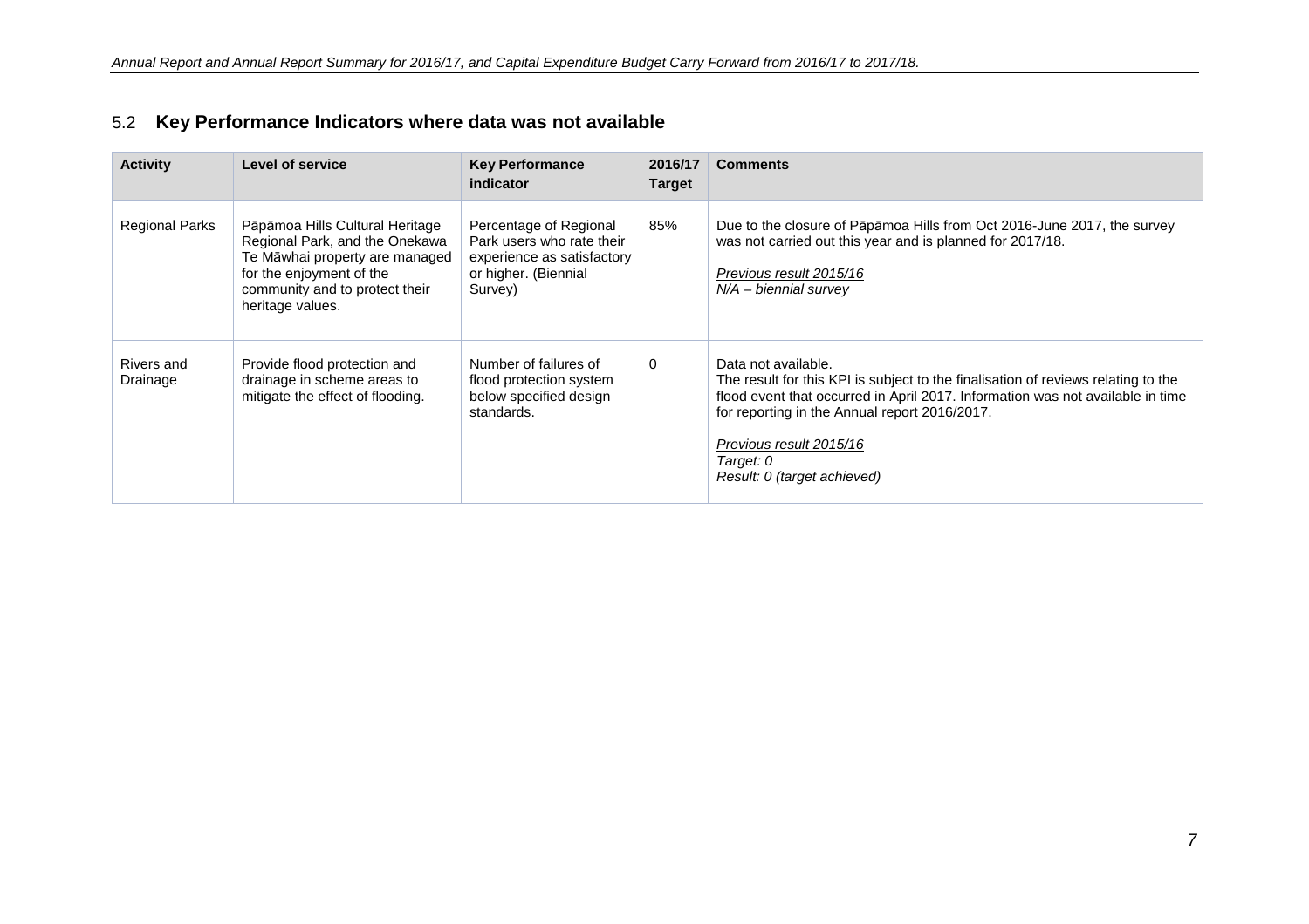## 5.2 Key Performance Indicators where data was not available

| Activity | Level of service | Key Performance indicator | 2016/17 Target | Comments |
|---|---|---|---|---|
| Regional Parks | Pāpāmoa Hills Cultural Heritage Regional Park, and the Onekawa Te Māwhai property are managed for the enjoyment of the community and to protect their heritage values. | Percentage of Regional Park users who rate their experience as satisfactory or higher. (Biennial Survey) | 85% | Due to the closure of Pāpāmoa Hills from Oct 2016-June 2017, the survey was not carried out this year and is planned for 2017/18.<br><br>*Previous result 2015/16*<br>*N/A – biennial survey* |
| Rivers and Drainage | Provide flood protection and drainage in scheme areas to mitigate the effect of flooding. | Number of failures of flood protection system below specified design standards. | 0 | Data not available.<br>The result for this KPI is subject to the finalisation of reviews relating to the flood event that occurred in April 2017. Information was not available in time for reporting in the Annual report 2016/2017.<br><br>*Previous result 2015/16*<br>*Target: 0*<br>*Result: 0 (target achieved)* |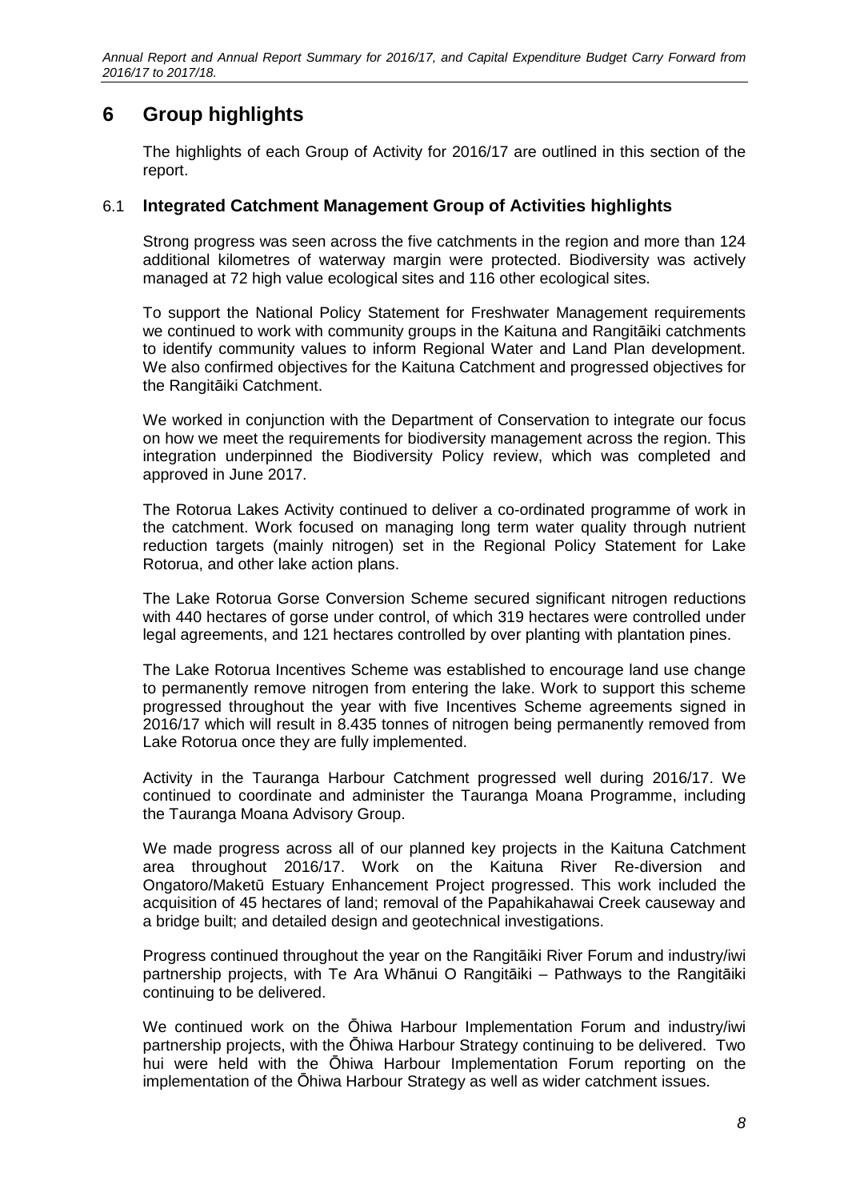# 6 Group highlights

The highlights of each Group of Activity for 2016/17 are outlined in this section of the report.

## 6.1 Integrated Catchment Management Group of Activities highlights

Strong progress was seen across the five catchments in the region and more than 124 additional kilometres of waterway margin were protected. Biodiversity was actively managed at 72 high value ecological sites and 116 other ecological sites.

To support the National Policy Statement for Freshwater Management requirements we continued to work with community groups in the Kaituna and Rangitāiki catchments to identify community values to inform Regional Water and Land Plan development. We also confirmed objectives for the Kaituna Catchment and progressed objectives for the Rangitāiki Catchment.

We worked in conjunction with the Department of Conservation to integrate our focus on how we meet the requirements for biodiversity management across the region. This integration underpinned the Biodiversity Policy review, which was completed and approved in June 2017.

The Rotorua Lakes Activity continued to deliver a co-ordinated programme of work in the catchment. Work focused on managing long term water quality through nutrient reduction targets (mainly nitrogen) set in the Regional Policy Statement for Lake Rotorua, and other lake action plans.

The Lake Rotorua Gorse Conversion Scheme secured significant nitrogen reductions with 440 hectares of gorse under control, of which 319 hectares were controlled under legal agreements, and 121 hectares controlled by over planting with plantation pines.

The Lake Rotorua Incentives Scheme was established to encourage land use change to permanently remove nitrogen from entering the lake. Work to support this scheme progressed throughout the year with five Incentives Scheme agreements signed in 2016/17 which will result in 8.435 tonnes of nitrogen being permanently removed from Lake Rotorua once they are fully implemented.

Activity in the Tauranga Harbour Catchment progressed well during 2016/17. We continued to coordinate and administer the Tauranga Moana Programme, including the Tauranga Moana Advisory Group.

We made progress across all of our planned key projects in the Kaituna Catchment area throughout 2016/17. Work on the Kaituna River Re-diversion and Ongatoro/Maketū Estuary Enhancement Project progressed. This work included the acquisition of 45 hectares of land; removal of the Papahikahawai Creek causeway and a bridge built; and detailed design and geotechnical investigations.

Progress continued throughout the year on the Rangitāiki River Forum and industry/iwi partnership projects, with Te Ara Whānui O Rangitāiki – Pathways to the Rangitāiki continuing to be delivered.

We continued work on the Ōhiwa Harbour Implementation Forum and industry/iwi partnership projects, with the Ōhiwa Harbour Strategy continuing to be delivered. Two hui were held with the Ōhiwa Harbour Implementation Forum reporting on the implementation of the Ōhiwa Harbour Strategy as well as wider catchment issues.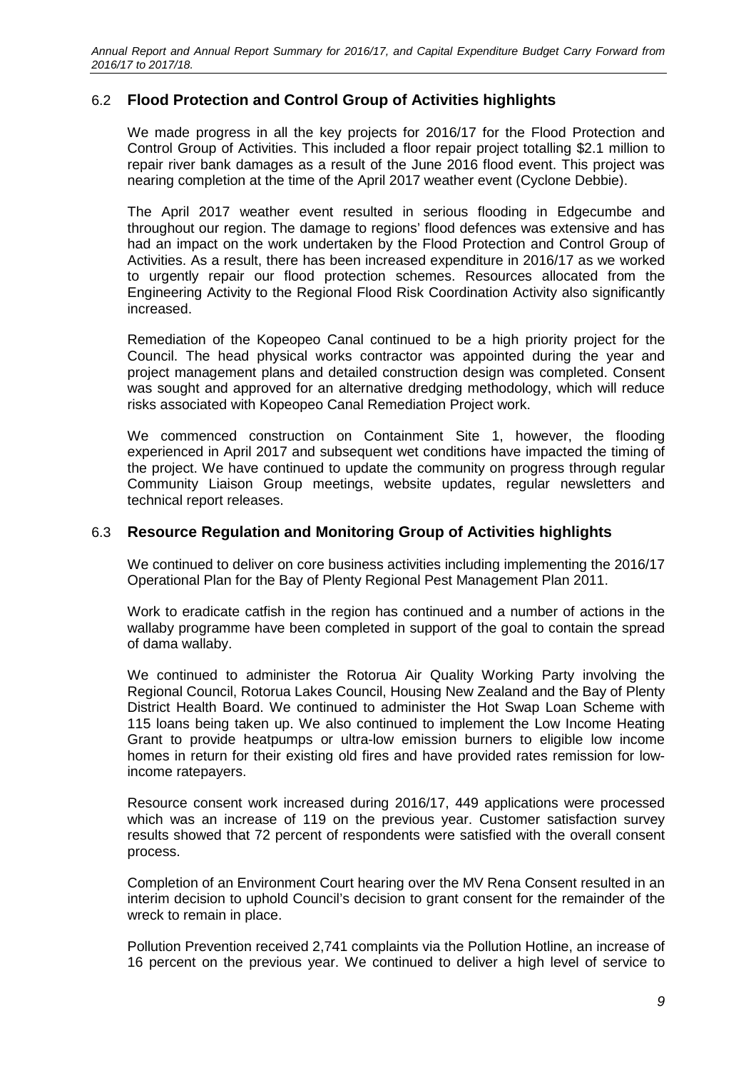## 6.2 **Flood Protection and Control Group of Activities highlights**

We made progress in all the key projects for 2016/17 for the Flood Protection and Control Group of Activities. This included a floor repair project totalling $2.1 million to repair river bank damages as a result of the June 2016 flood event. This project was nearing completion at the time of the April 2017 weather event (Cyclone Debbie).

The April 2017 weather event resulted in serious flooding in Edgecumbe and throughout our region. The damage to regions' flood defences was extensive and has had an impact on the work undertaken by the Flood Protection and Control Group of Activities. As a result, there has been increased expenditure in 2016/17 as we worked to urgently repair our flood protection schemes. Resources allocated from the Engineering Activity to the Regional Flood Risk Coordination Activity also significantly increased.

Remediation of the Kopeopeo Canal continued to be a high priority project for the Council. The head physical works contractor was appointed during the year and project management plans and detailed construction design was completed. Consent was sought and approved for an alternative dredging methodology, which will reduce risks associated with Kopeopeo Canal Remediation Project work.

We commenced construction on Containment Site 1, however, the flooding experienced in April 2017 and subsequent wet conditions have impacted the timing of the project. We have continued to update the community on progress through regular Community Liaison Group meetings, website updates, regular newsletters and technical report releases.

## 6.3 **Resource Regulation and Monitoring Group of Activities highlights**

We continued to deliver on core business activities including implementing the 2016/17 Operational Plan for the Bay of Plenty Regional Pest Management Plan 2011.

Work to eradicate catfish in the region has continued and a number of actions in the wallaby programme have been completed in support of the goal to contain the spread of dama wallaby.

We continued to administer the Rotorua Air Quality Working Party involving the Regional Council, Rotorua Lakes Council, Housing New Zealand and the Bay of Plenty District Health Board. We continued to administer the Hot Swap Loan Scheme with 115 loans being taken up. We also continued to implement the Low Income Heating Grant to provide heatpumps or ultra-low emission burners to eligible low income homes in return for their existing old fires and have provided rates remission for low-income ratepayers.

Resource consent work increased during 2016/17, 449 applications were processed which was an increase of 119 on the previous year. Customer satisfaction survey results showed that 72 percent of respondents were satisfied with the overall consent process.

Completion of an Environment Court hearing over the MV Rena Consent resulted in an interim decision to uphold Council's decision to grant consent for the remainder of the wreck to remain in place.

Pollution Prevention received 2,741 complaints via the Pollution Hotline, an increase of 16 percent on the previous year. We continued to deliver a high level of service to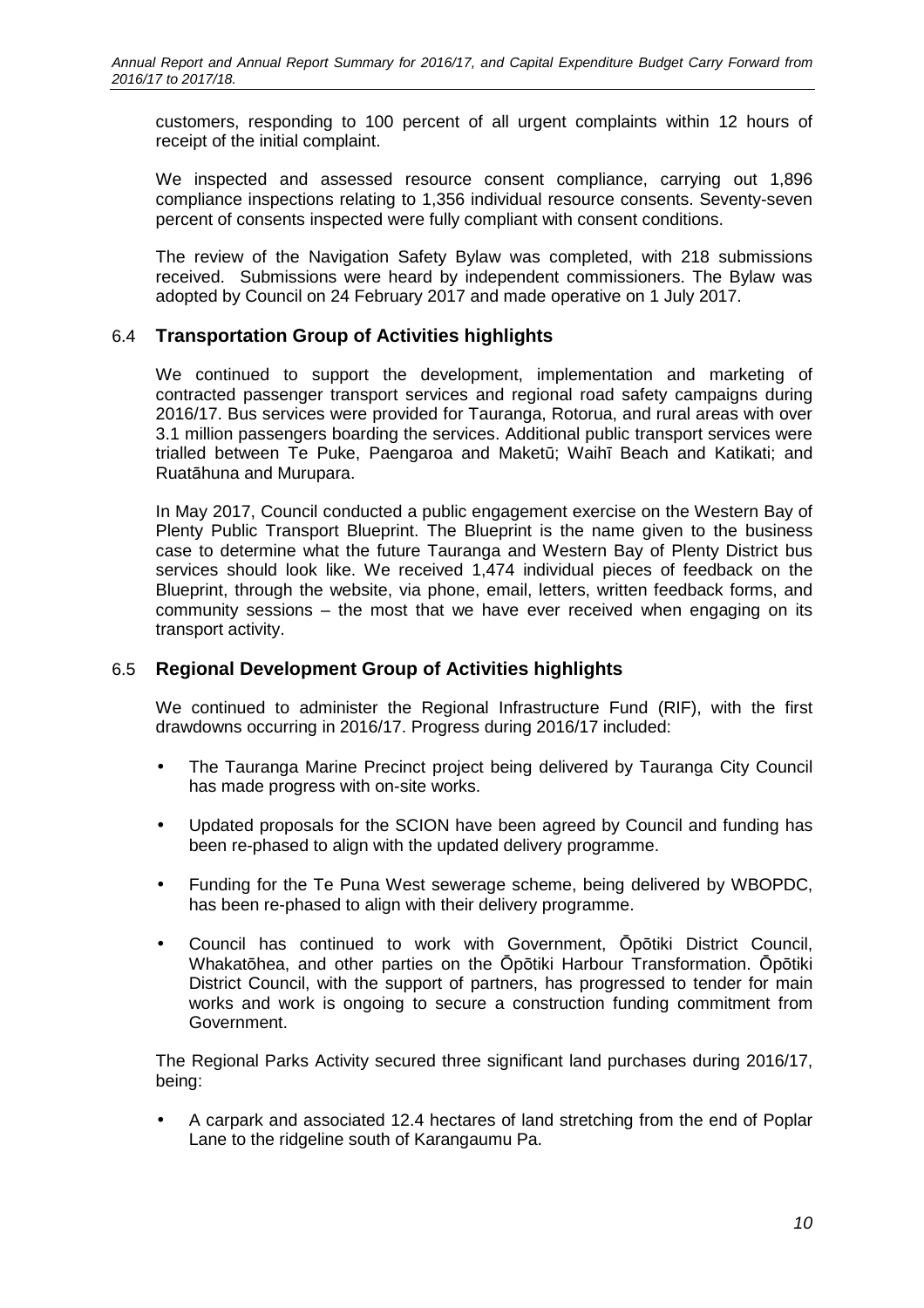customers, responding to 100 percent of all urgent complaints within 12 hours of receipt of the initial complaint.

We inspected and assessed resource consent compliance, carrying out 1,896 compliance inspections relating to 1,356 individual resource consents. Seventy-seven percent of consents inspected were fully compliant with consent conditions.

The review of the Navigation Safety Bylaw was completed, with 218 submissions received. Submissions were heard by independent commissioners. The Bylaw was adopted by Council on 24 February 2017 and made operative on 1 July 2017.

## 6.4 Transportation Group of Activities highlights

We continued to support the development, implementation and marketing of contracted passenger transport services and regional road safety campaigns during 2016/17. Bus services were provided for Tauranga, Rotorua, and rural areas with over 3.1 million passengers boarding the services. Additional public transport services were trialled between Te Puke, Paengaroa and Maketū; Waihī Beach and Katikati; and Ruatāhuna and Murupara.

In May 2017, Council conducted a public engagement exercise on the Western Bay of Plenty Public Transport Blueprint. The Blueprint is the name given to the business case to determine what the future Tauranga and Western Bay of Plenty District bus services should look like. We received 1,474 individual pieces of feedback on the Blueprint, through the website, via phone, email, letters, written feedback forms, and community sessions – the most that we have ever received when engaging on its transport activity.

## 6.5 Regional Development Group of Activities highlights

We continued to administer the Regional Infrastructure Fund (RIF), with the first drawdowns occurring in 2016/17. Progress during 2016/17 included:

- The Tauranga Marine Precinct project being delivered by Tauranga City Council has made progress with on-site works.
- Updated proposals for the SCION have been agreed by Council and funding has been re-phased to align with the updated delivery programme.
- Funding for the Te Puna West sewerage scheme, being delivered by WBOPDC, has been re-phased to align with their delivery programme.
- Council has continued to work with Government, Ōpōtiki District Council, Whakatōhea, and other parties on the Ōpōtiki Harbour Transformation. Ōpōtiki District Council, with the support of partners, has progressed to tender for main works and work is ongoing to secure a construction funding commitment from Government.

The Regional Parks Activity secured three significant land purchases during 2016/17, being:

- A carpark and associated 12.4 hectares of land stretching from the end of Poplar Lane to the ridgeline south of Karangaumu Pa.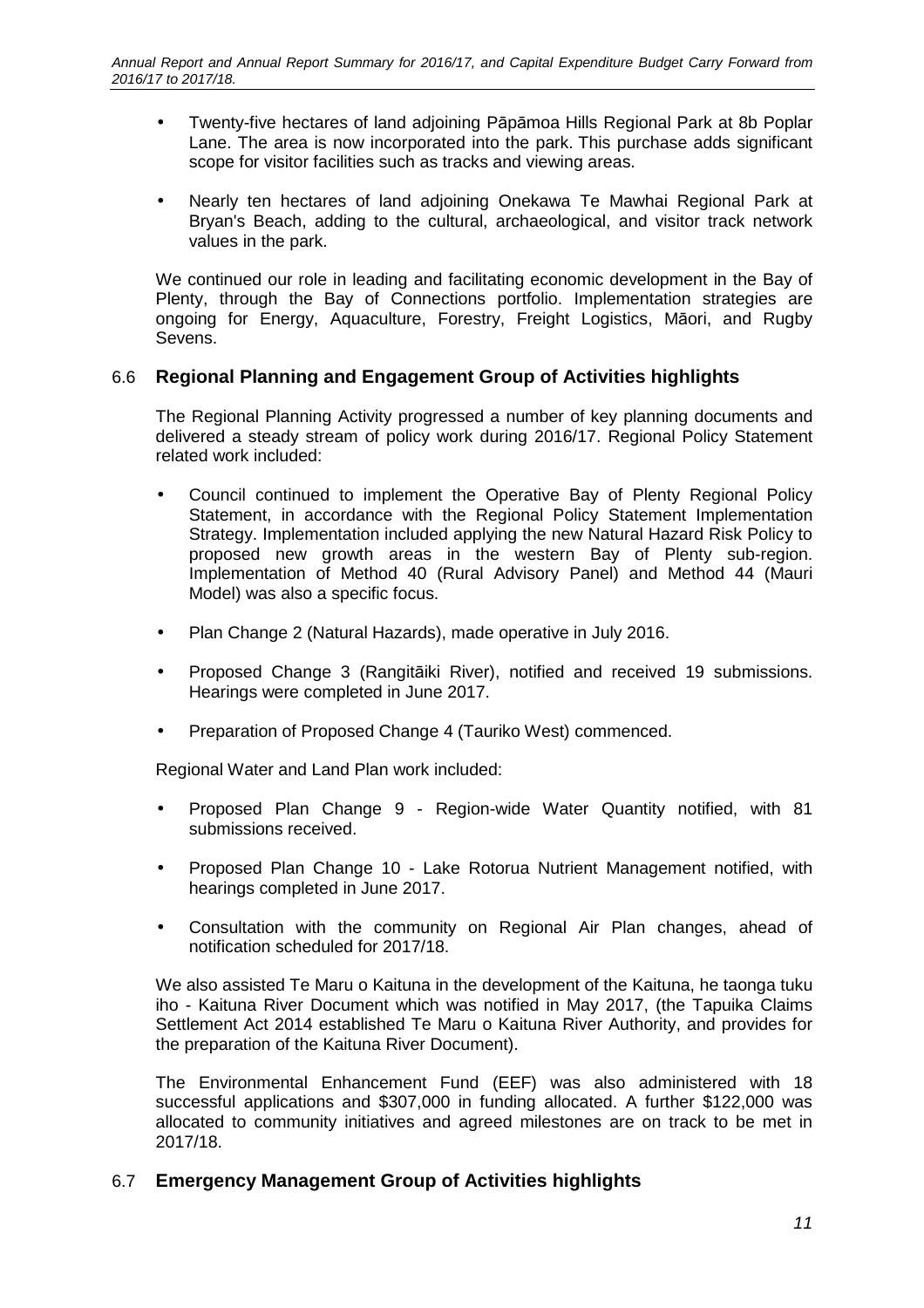- Twenty-five hectares of land adjoining Pāpāmoa Hills Regional Park at 8b Poplar Lane. The area is now incorporated into the park. This purchase adds significant scope for visitor facilities such as tracks and viewing areas.
- Nearly ten hectares of land adjoining Onekawa Te Mawhai Regional Park at Bryan's Beach, adding to the cultural, archaeological, and visitor track network values in the park.

We continued our role in leading and facilitating economic development in the Bay of Plenty, through the Bay of Connections portfolio. Implementation strategies are ongoing for Energy, Aquaculture, Forestry, Freight Logistics, Māori, and Rugby Sevens.

## 6.6 Regional Planning and Engagement Group of Activities highlights

The Regional Planning Activity progressed a number of key planning documents and delivered a steady stream of policy work during 2016/17. Regional Policy Statement related work included:

- Council continued to implement the Operative Bay of Plenty Regional Policy Statement, in accordance with the Regional Policy Statement Implementation Strategy. Implementation included applying the new Natural Hazard Risk Policy to proposed new growth areas in the western Bay of Plenty sub-region. Implementation of Method 40 (Rural Advisory Panel) and Method 44 (Mauri Model) was also a specific focus.
- Plan Change 2 (Natural Hazards), made operative in July 2016.
- Proposed Change 3 (Rangitāiki River), notified and received 19 submissions. Hearings were completed in June 2017.
- Preparation of Proposed Change 4 (Tauriko West) commenced.

Regional Water and Land Plan work included:

- Proposed Plan Change 9 - Region-wide Water Quantity notified, with 81 submissions received.
- Proposed Plan Change 10 - Lake Rotorua Nutrient Management notified, with hearings completed in June 2017.
- Consultation with the community on Regional Air Plan changes, ahead of notification scheduled for 2017/18.

We also assisted Te Maru o Kaituna in the development of the Kaituna, he taonga tuku iho - Kaituna River Document which was notified in May 2017, (the Tapuika Claims Settlement Act 2014 established Te Maru o Kaituna River Authority, and provides for the preparation of the Kaituna River Document).

The Environmental Enhancement Fund (EEF) was also administered with 18 successful applications and $307,000 in funding allocated. A further $122,000 was allocated to community initiatives and agreed milestones are on track to be met in 2017/18.

## 6.7 Emergency Management Group of Activities highlights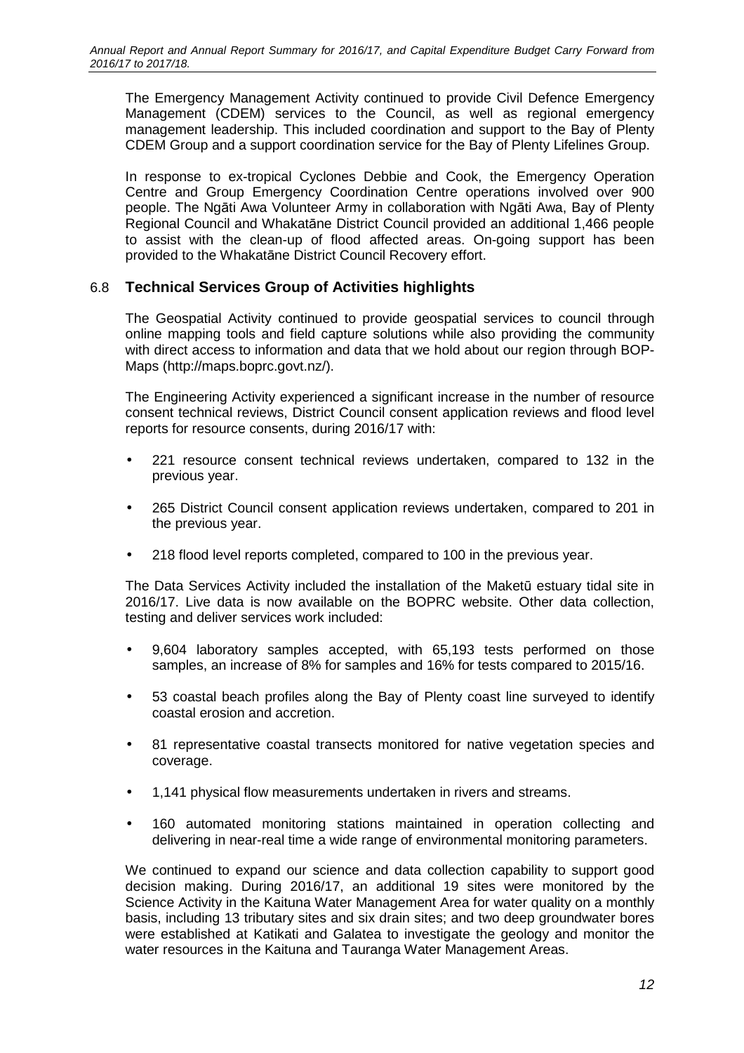The Emergency Management Activity continued to provide Civil Defence Emergency Management (CDEM) services to the Council, as well as regional emergency management leadership. This included coordination and support to the Bay of Plenty CDEM Group and a support coordination service for the Bay of Plenty Lifelines Group.

In response to ex-tropical Cyclones Debbie and Cook, the Emergency Operation Centre and Group Emergency Coordination Centre operations involved over 900 people. The Ngāti Awa Volunteer Army in collaboration with Ngāti Awa, Bay of Plenty Regional Council and Whakatāne District Council provided an additional 1,466 people to assist with the clean-up of flood affected areas. On-going support has been provided to the Whakatāne District Council Recovery effort.

## 6.8 Technical Services Group of Activities highlights

The Geospatial Activity continued to provide geospatial services to council through online mapping tools and field capture solutions while also providing the community with direct access to information and data that we hold about our region through BOP-Maps (http://maps.boprc.govt.nz/).

The Engineering Activity experienced a significant increase in the number of resource consent technical reviews, District Council consent application reviews and flood level reports for resource consents, during 2016/17 with:

- 221 resource consent technical reviews undertaken, compared to 132 in the previous year.
- 265 District Council consent application reviews undertaken, compared to 201 in the previous year.
- 218 flood level reports completed, compared to 100 in the previous year.

The Data Services Activity included the installation of the Maketū estuary tidal site in 2016/17. Live data is now available on the BOPRC website. Other data collection, testing and deliver services work included:

- 9,604 laboratory samples accepted, with 65,193 tests performed on those samples, an increase of 8% for samples and 16% for tests compared to 2015/16.
- 53 coastal beach profiles along the Bay of Plenty coast line surveyed to identify coastal erosion and accretion.
- 81 representative coastal transects monitored for native vegetation species and coverage.
- 1,141 physical flow measurements undertaken in rivers and streams.
- 160 automated monitoring stations maintained in operation collecting and delivering in near-real time a wide range of environmental monitoring parameters.

We continued to expand our science and data collection capability to support good decision making. During 2016/17, an additional 19 sites were monitored by the Science Activity in the Kaituna Water Management Area for water quality on a monthly basis, including 13 tributary sites and six drain sites; and two deep groundwater bores were established at Katikati and Galatea to investigate the geology and monitor the water resources in the Kaituna and Tauranga Water Management Areas.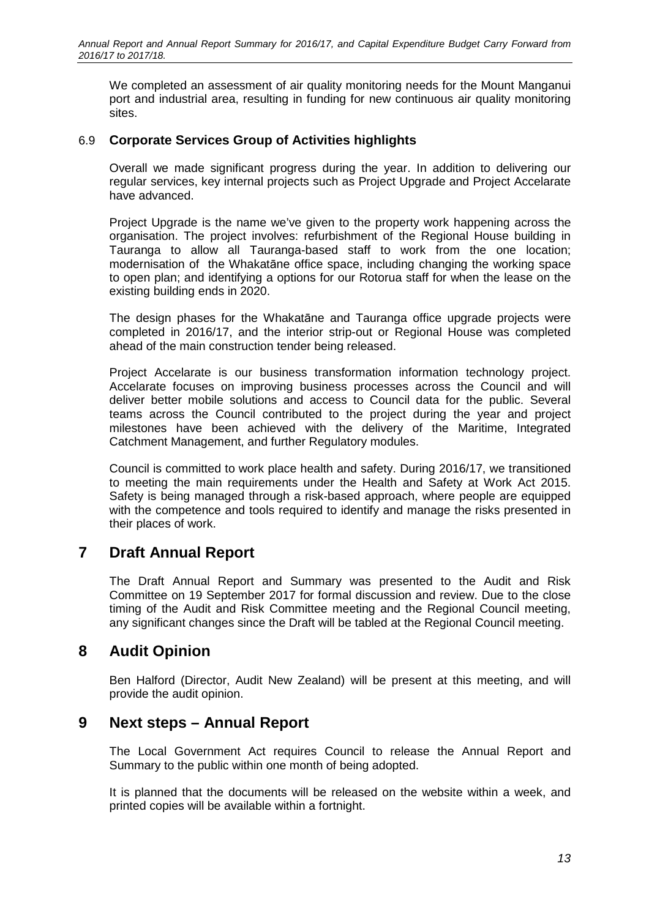We completed an assessment of air quality monitoring needs for the Mount Manganui port and industrial area, resulting in funding for new continuous air quality monitoring sites.

### 6.9 Corporate Services Group of Activities highlights

Overall we made significant progress during the year. In addition to delivering our regular services, key internal projects such as Project Upgrade and Project Accelarate have advanced.

Project Upgrade is the name we've given to the property work happening across the organisation. The project involves: refurbishment of the Regional House building in Tauranga to allow all Tauranga-based staff to work from the one location; modernisation of the Whakatāne office space, including changing the working space to open plan; and identifying a options for our Rotorua staff for when the lease on the existing building ends in 2020.

The design phases for the Whakatāne and Tauranga office upgrade projects were completed in 2016/17, and the interior strip-out or Regional House was completed ahead of the main construction tender being released.

Project Accelarate is our business transformation information technology project. Accelarate focuses on improving business processes across the Council and will deliver better mobile solutions and access to Council data for the public. Several teams across the Council contributed to the project during the year and project milestones have been achieved with the delivery of the Maritime, Integrated Catchment Management, and further Regulatory modules.

Council is committed to work place health and safety. During 2016/17, we transitioned to meeting the main requirements under the Health and Safety at Work Act 2015. Safety is being managed through a risk-based approach, where people are equipped with the competence and tools required to identify and manage the risks presented in their places of work.

## 7 Draft Annual Report

The Draft Annual Report and Summary was presented to the Audit and Risk Committee on 19 September 2017 for formal discussion and review. Due to the close timing of the Audit and Risk Committee meeting and the Regional Council meeting, any significant changes since the Draft will be tabled at the Regional Council meeting.

## 8 Audit Opinion

Ben Halford (Director, Audit New Zealand) will be present at this meeting, and will provide the audit opinion.

## 9 Next steps – Annual Report

The Local Government Act requires Council to release the Annual Report and Summary to the public within one month of being adopted.

It is planned that the documents will be released on the website within a week, and printed copies will be available within a fortnight.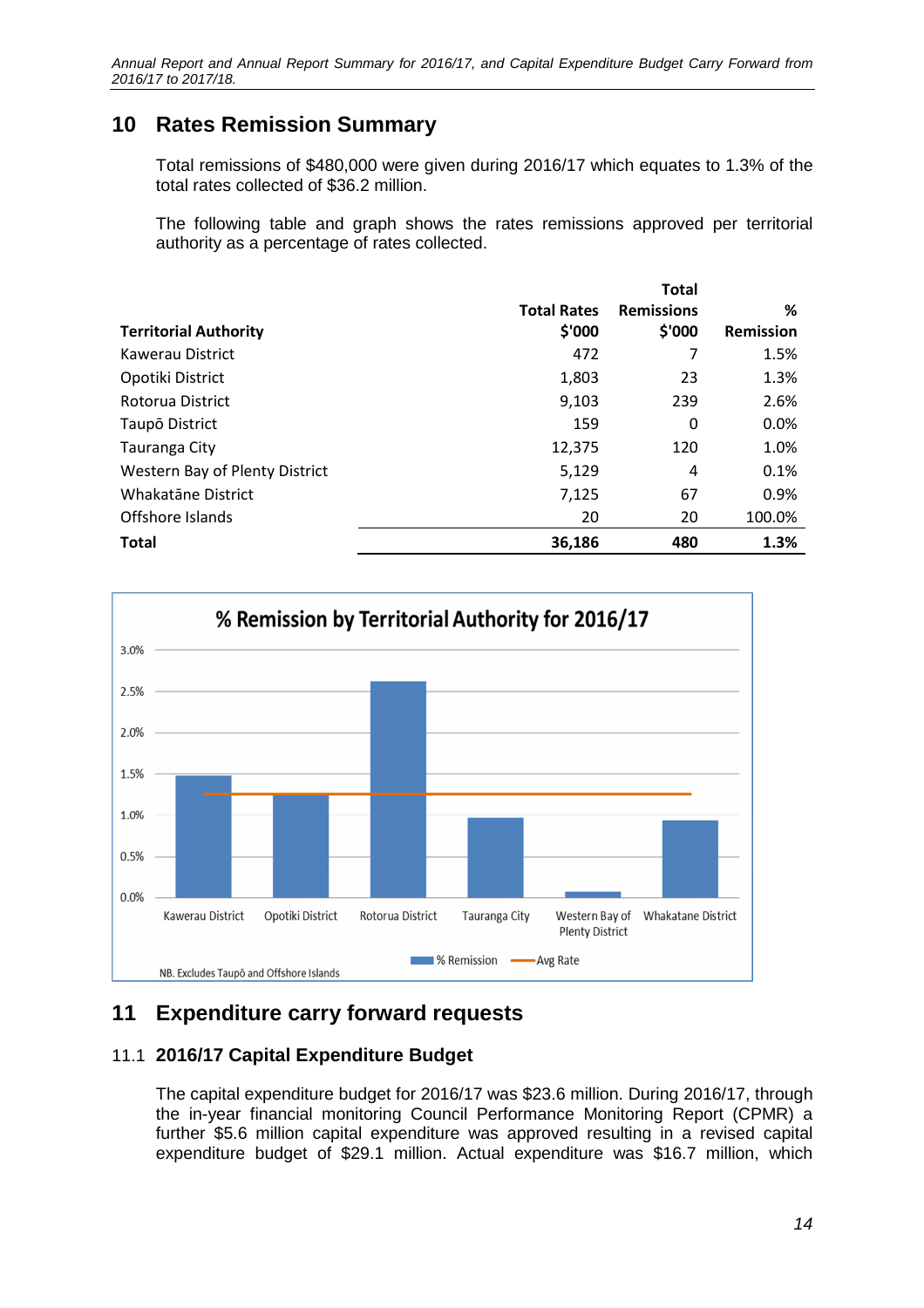## 10 Rates Remission Summary

Total remissions of $480,000 were given during 2016/17 which equates to 1.3% of the total rates collected of $36.2 million.

The following table and graph shows the rates remissions approved per territorial authority as a percentage of rates collected.

| Territorial Authority | Total Rates $'000 | Total Remissions $'000 | % Remission |
|---|---|---|---|
| Kawerau District | 472 | 7 | 1.5% |
| Opotiki District | 1,803 | 23 | 1.3% |
| Rotorua District | 9,103 | 239 | 2.6% |
| Taupō District | 159 | 0 | 0.0% |
| Tauranga City | 12,375 | 120 | 1.0% |
| Western Bay of Plenty District | 5,129 | 4 | 0.1% |
| Whakatāne District | 7,125 | 67 | 0.9% |
| Offshore Islands | 20 | 20 | 100.0% |
| **Total** | **36,186** | **480** | **1.3%** |

**% Remission by Territorial Authority for 2016/17**

NB. Excludes Taupō and Offshore Islands

## 11 Expenditure carry forward requests

### 11.1 2016/17 Capital Expenditure Budget

The capital expenditure budget for 2016/17 was $23.6 million. During 2016/17, through the in-year financial monitoring Council Performance Monitoring Report (CPMR) a further $5.6 million capital expenditure was approved resulting in a revised capital expenditure budget of $29.1 million. Actual expenditure was $16.7 million, which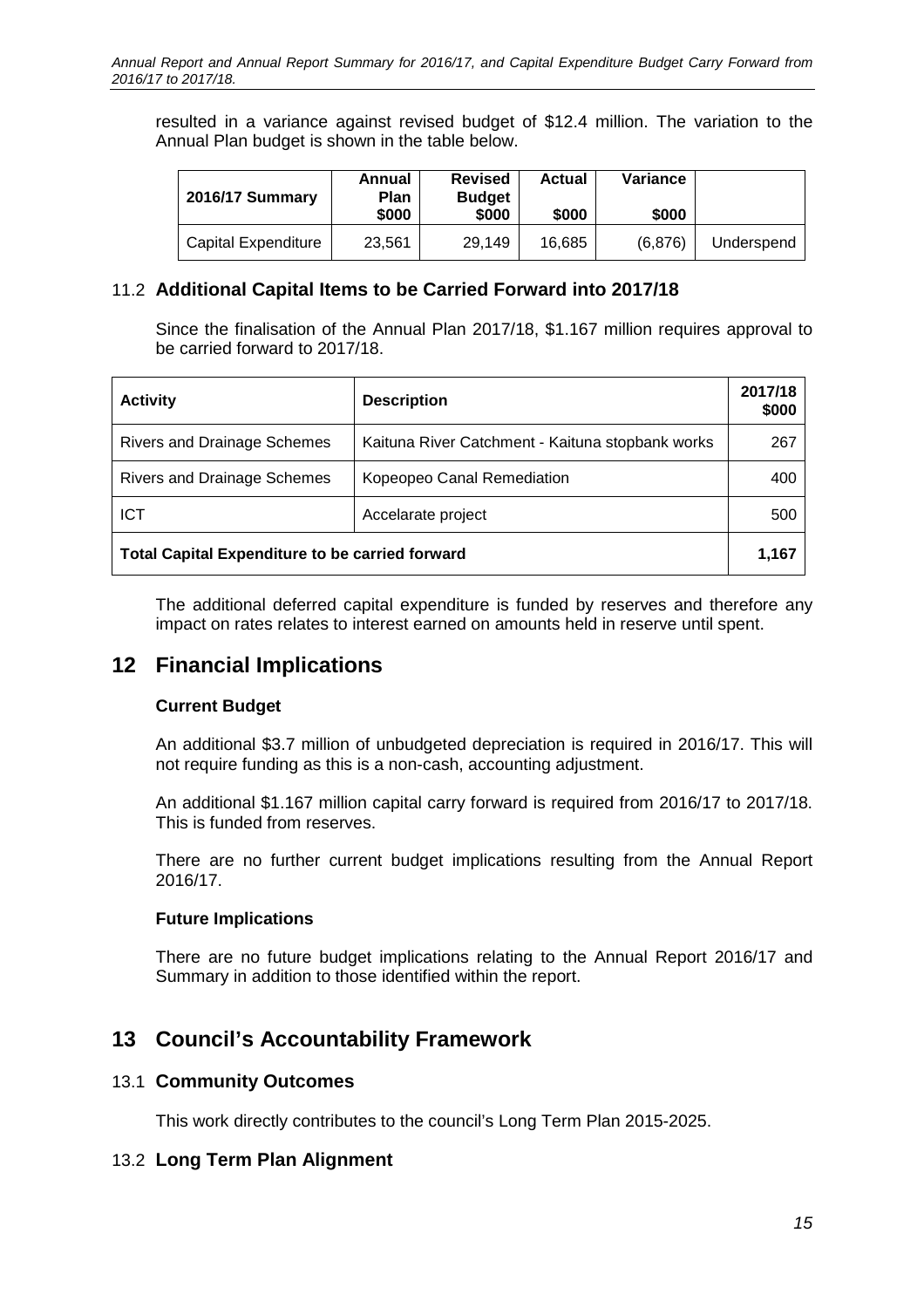resulted in a variance against revised budget of $12.4 million. The variation to the Annual Plan budget is shown in the table below.

| 2016/17 Summary | Annual Plan $000 | Revised Budget $000 | Actual $000 | Variance $000 | |
|---|---|---|---|---|---|
| Capital Expenditure | 23,561 | 29,149 | 16,685 | (6,876) | Underspend |

### 11.2 **Additional Capital Items to be Carried Forward into 2017/18**

Since the finalisation of the Annual Plan 2017/18, $1.167 million requires approval to be carried forward to 2017/18.

| Activity | Description | 2017/18 $000 |
|---|---|---|
| Rivers and Drainage Schemes | Kaituna River Catchment - Kaituna stopbank works | 267 |
| Rivers and Drainage Schemes | Kopeopeo Canal Remediation | 400 |
| ICT | Accelarate project | 500 |
| **Total Capital Expenditure to be carried forward** | | **1,167** |

The additional deferred capital expenditure is funded by reserves and therefore any impact on rates relates to interest earned on amounts held in reserve until spent.

## 12 Financial Implications

**Current Budget**

An additional $3.7 million of unbudgeted depreciation is required in 2016/17. This will not require funding as this is a non-cash, accounting adjustment.

An additional $1.167 million capital carry forward is required from 2016/17 to 2017/18. This is funded from reserves.

There are no further current budget implications resulting from the Annual Report 2016/17.

**Future Implications**

There are no future budget implications relating to the Annual Report 2016/17 and Summary in addition to those identified within the report.

## 13 Council's Accountability Framework

### 13.1 **Community Outcomes**

This work directly contributes to the council's Long Term Plan 2015-2025.

### 13.2 **Long Term Plan Alignment**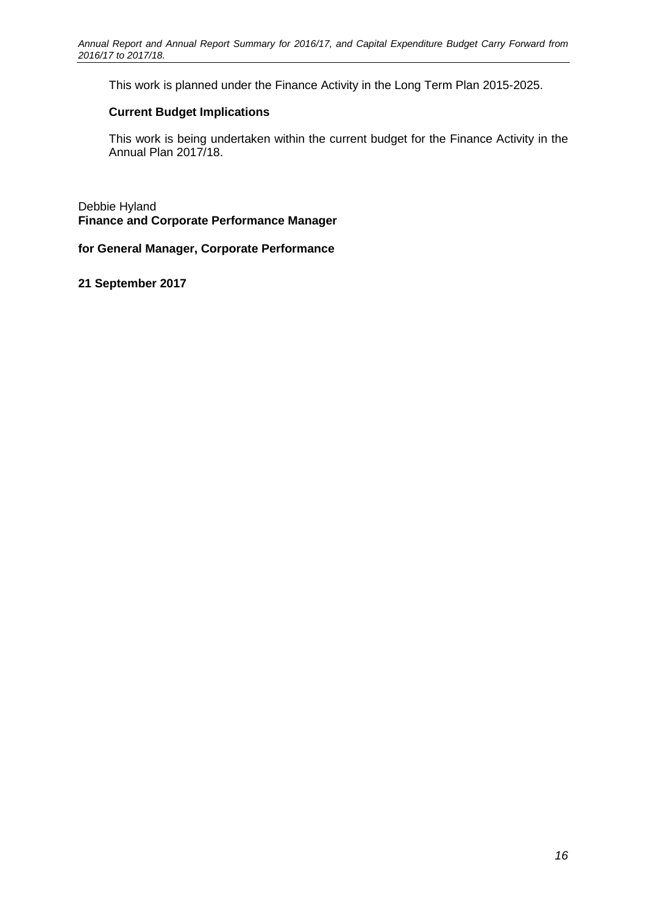This work is planned under the Finance Activity in the Long Term Plan 2015-2025.

**Current Budget Implications**

This work is being undertaken within the current budget for the Finance Activity in the Annual Plan 2017/18.

Debbie Hyland
**Finance and Corporate Performance Manager**

**for General Manager, Corporate Performance**

**21 September 2017**